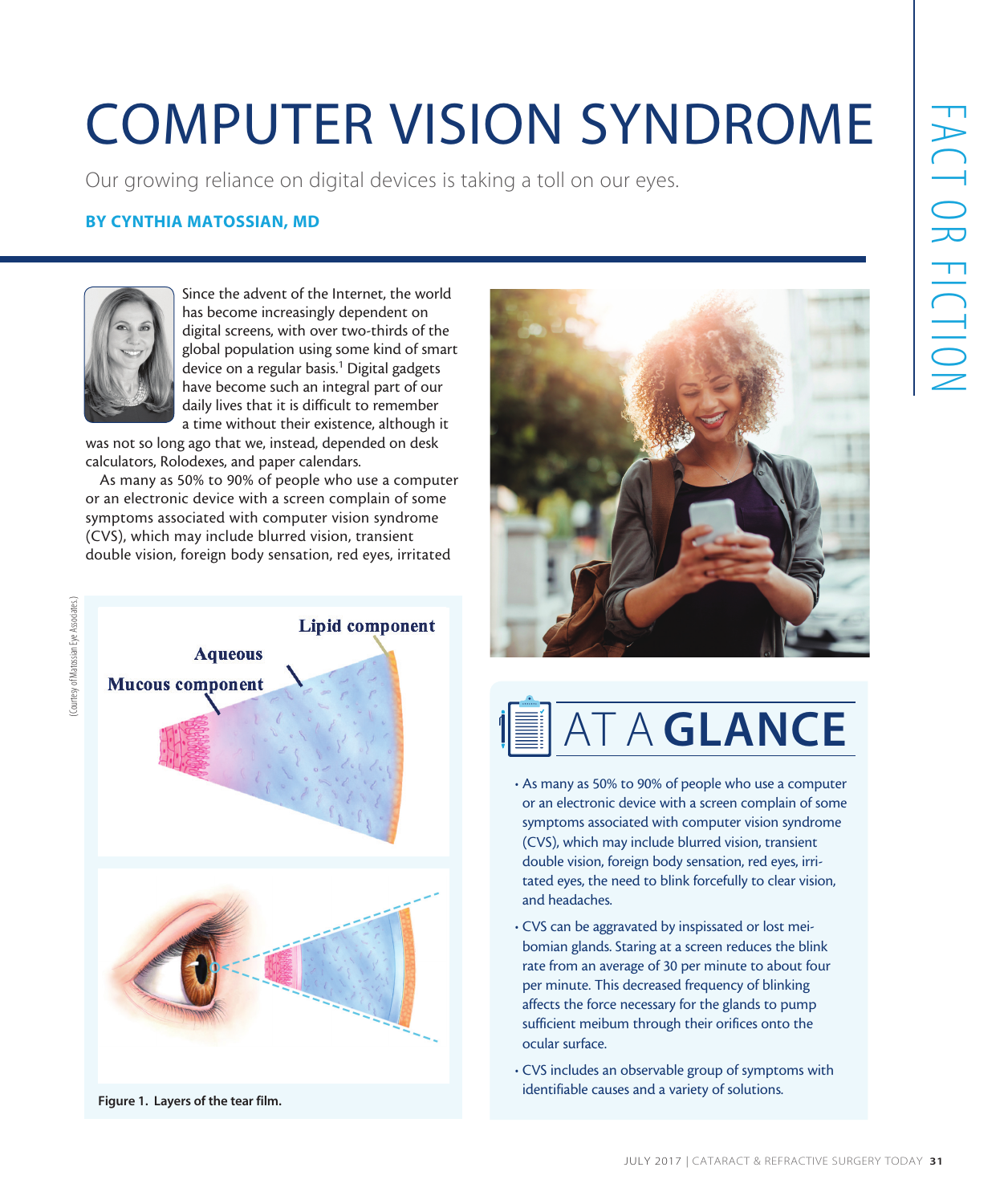# COMPUTER VISION SYNDROME

Our growing reliance on digital devices is taking a toll on our eyes.

**BY CYNTHIA MATOSSIAN, MD**

Since the advent of the Internet, the world has become increasingly dependent on digital screens, with over two-thirds of the global population using some kind of smart device on a regular basis.[1] Digital gadgets have become such an integral part of our daily lives that it is difficult to remember a time without their existence, although it was not so long ago that we, instead, depended on desk calculators, Rolodexes, and paper calendars.

As many as 50% to 90% of people who use a computer or an electronic device with a screen complain of some symptoms associated with computer vision syndrome (CVS), which may include blurred vision, transient double vision, foreign body sensation, red eyes, irritated

Lipid component

Aqueous

Mucous component

(Courtesy of Matossian Eye Associates.)

Figure 1. Layers of the tear film.

## AT A GLANCE

- As many as 50% to 90% of people who use a computer or an electronic device with a screen complain of some symptoms associated with computer vision syndrome (CVS), which may include blurred vision, transient double vision, foreign body sensation, red eyes, irritated eyes, the need to blink forcefully to clear vision, and headaches.
- CVS can be aggravated by inspissated or lost meibomian glands. Staring at a screen reduces the blink rate from an average of 30 per minute to about four per minute. This decreased frequency of blinking affects the force necessary for the glands to pump sufficient meibum through their orifices onto the ocular surface.
- CVS includes an observable group of symptoms with identifiable causes and a variety of solutions.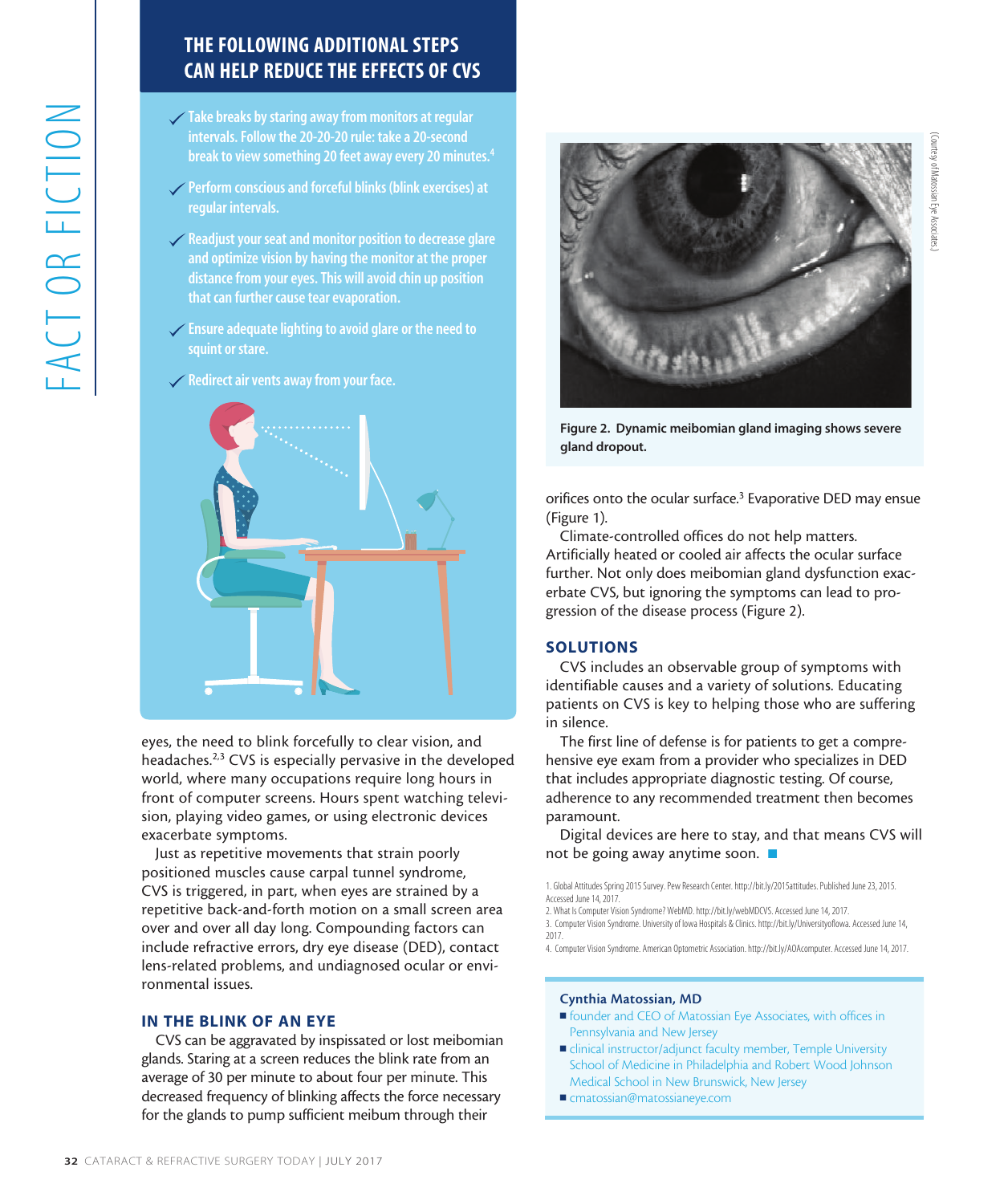## THE FOLLOWING ADDITIONAL STEPS CAN HELP REDUCE THE EFFECTS OF CVS

- ✓ Take breaks by staring away from monitors at regular intervals. Follow the 20-20-20 rule: take a 20-second break to view something 20 feet away every 20 minutes.[4]
- ✓ Perform conscious and forceful blinks (blink exercises) at regular intervals.
- ✓ Readjust your seat and monitor position to decrease glare and optimize vision by having the monitor at the proper distance from your eyes. This will avoid chin up position that can further cause tear evaporation.
- ✓ Ensure adequate lighting to avoid glare or the need to squint or stare.
- ✓ Redirect air vents away from your face.

eyes, the need to blink forcefully to clear vision, and headaches.[2,3] CVS is especially pervasive in the developed world, where many occupations require long hours in front of computer screens. Hours spent watching television, playing video games, or using electronic devices exacerbate symptoms.

Just as repetitive movements that strain poorly positioned muscles cause carpal tunnel syndrome, CVS is triggered, in part, when eyes are strained by a repetitive back-and-forth motion on a small screen area over and over all day long. Compounding factors can include refractive errors, dry eye disease (DED), contact lens-related problems, and undiagnosed ocular or environmental issues.

## IN THE BLINK OF AN EYE

CVS can be aggravated by inspissated or lost meibomian glands. Staring at a screen reduces the blink rate from an average of 30 per minute to about four per minute. This decreased frequency of blinking affects the force necessary for the glands to pump sufficient meibum through their orifices onto the ocular surface.[3] Evaporative DED may ensue (Figure 1).

Climate-controlled offices do not help matters. Artificially heated or cooled air affects the ocular surface further. Not only does meibomian gland dysfunction exacerbate CVS, but ignoring the symptoms can lead to progression of the disease process (Figure 2).

(Courtesy of Matossian Eye Associates.)

**Figure 2. Dynamic meibomian gland imaging shows severe gland dropout.**

## SOLUTIONS

CVS includes an observable group of symptoms with identifiable causes and a variety of solutions. Educating patients on CVS is key to helping those who are suffering in silence.

The first line of defense is for patients to get a comprehensive eye exam from a provider who specializes in DED that includes appropriate diagnostic testing. Of course, adherence to any recommended treatment then becomes paramount.

Digital devices are here to stay, and that means CVS will not be going away anytime soon. ■

1. Global Attitudes Spring 2015 Survey. Pew Research Center. http://bit.ly/2015attitudes. Published June 23, 2015. Accessed June 14, 2017.
2. What Is Computer Vision Syndrome? WebMD. http://bit.ly/webMDCVS. Accessed June 14, 2017.
3. Computer Vision Syndrome. University of Iowa Hospitals & Clinics. http://bit.ly/Universityoflowa. Accessed June 14, 2017.
4. Computer Vision Syndrome. American Optometric Association. http://bit.ly/AOAcomputer. Accessed June 14, 2017.

**Cynthia Matossian, MD**
- founder and CEO of Matossian Eye Associates, with offices in Pennsylvania and New Jersey
- clinical instructor/adjunct faculty member, Temple University School of Medicine in Philadelphia and Robert Wood Johnson Medical School in New Brunswick, New Jersey
- cmatossian@matossianeye.com